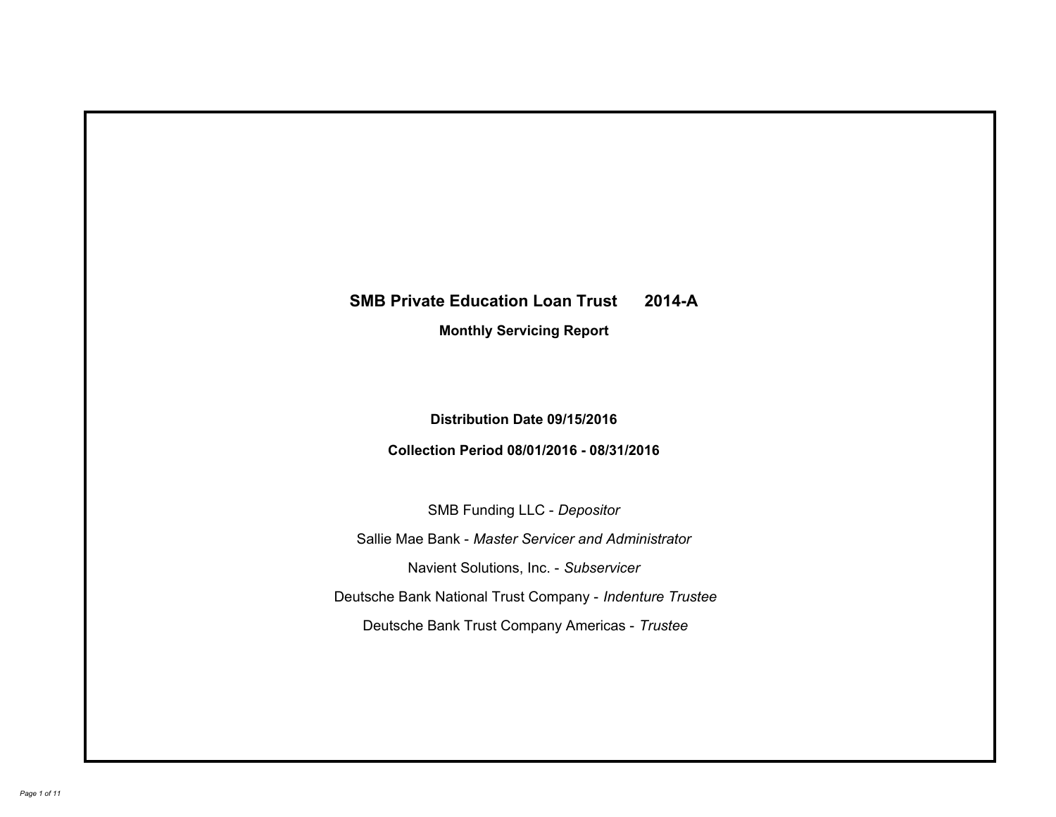# SMB Private Education Loan Trust 2014-A

## Monthly Servicing Report

**Distribution Date 09/15/2016**

**Collection Period 08/01/2016 - 08/31/2016**

SMB Funding LLC - *Depositor*

Sallie Mae Bank - *Master Servicer and Administrator*

Navient Solutions, Inc. - *Subservicer*

Deutsche Bank National Trust Company - *Indenture Trustee*

Deutsche Bank Trust Company Americas - *Trustee*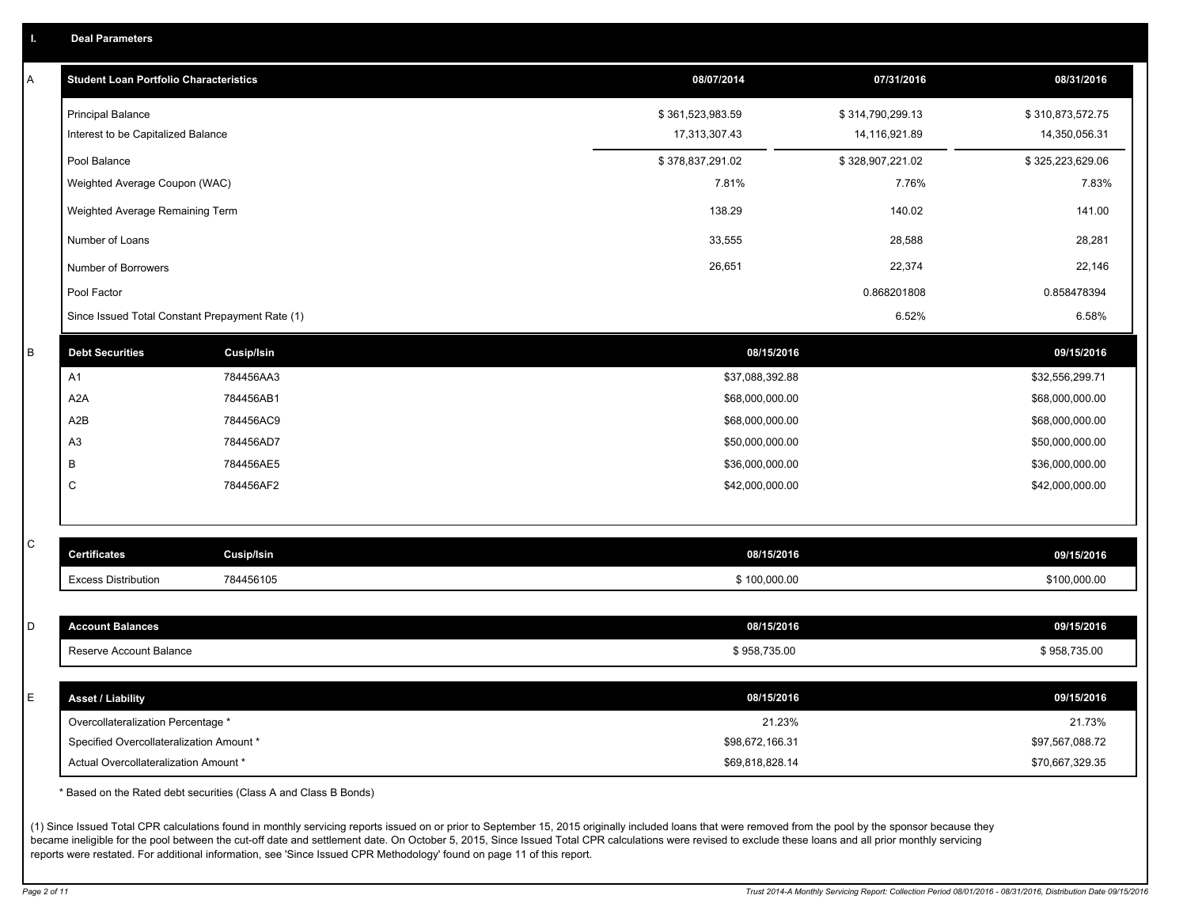## I. Deal Parameters

### A

| Student Loan Portfolio Characteristics | 08/07/2014 | 07/31/2016 | 08/31/2016 |
|---|---|---|---|
| Principal Balance | $ 361,523,983.59 | $ 314,790,299.13 | $ 310,873,572.75 |
| Interest to be Capitalized Balance | 17,313,307.43 | 14,116,921.89 | 14,350,056.31 |
| Pool Balance | $ 378,837,291.02 | $ 328,907,221.02 | $ 325,223,629.06 |
| Weighted Average Coupon (WAC) | 7.81% | 7.76% | 7.83% |
| Weighted Average Remaining Term | 138.29 | 140.02 | 141.00 |
| Number of Loans | 33,555 | 28,588 | 28,281 |
| Number of Borrowers | 26,651 | 22,374 | 22,146 |
| Pool Factor | | 0.868201808 | 0.858478394 |
| Since Issued Total Constant Prepayment Rate (1) | | 6.52% | 6.58% |

### B

| Debt Securities | Cusip/Isin | 08/15/2016 | 09/15/2016 |
|---|---|---|---|
| A1 | 784456AA3 | $37,088,392.88 | $32,556,299.71 |
| A2A | 784456AB1 | $68,000,000.00 | $68,000,000.00 |
| A2B | 784456AC9 | $68,000,000.00 | $68,000,000.00 |
| A3 | 784456AD7 | $50,000,000.00 | $50,000,000.00 |
| B | 784456AE5 | $36,000,000.00 | $36,000,000.00 |
| C | 784456AF2 | $42,000,000.00 | $42,000,000.00 |

### C

| Certificates | Cusip/Isin | 08/15/2016 | 09/15/2016 |
|---|---|---|---|
| Excess Distribution | 784456105 | $ 100,000.00 | $100,000.00 |

### D

| Account Balances | 08/15/2016 | 09/15/2016 |
|---|---|---|
| Reserve Account Balance | $ 958,735.00 | $ 958,735.00 |

### E

| Asset / Liability | 08/15/2016 | 09/15/2016 |
|---|---|---|
| Overcollateralization Percentage * | 21.23% | 21.73% |
| Specified Overcollateralization Amount * | $98,672,166.31 | $97,567,088.72 |
| Actual Overcollateralization Amount * | $69,818,828.14 | $70,667,329.35 |

* Based on the Rated debt securities (Class A and Class B Bonds)

(1) Since Issued Total CPR calculations found in monthly servicing reports issued on or prior to September 15, 2015 originally included loans that were removed from the pool by the sponsor because they became ineligible for the pool between the cut-off date and settlement date. On October 5, 2015, Since Issued Total CPR calculations were revised to exclude these loans and all prior monthly servicing reports were restated. For additional information, see 'Since Issued CPR Methodology' found on page 11 of this report.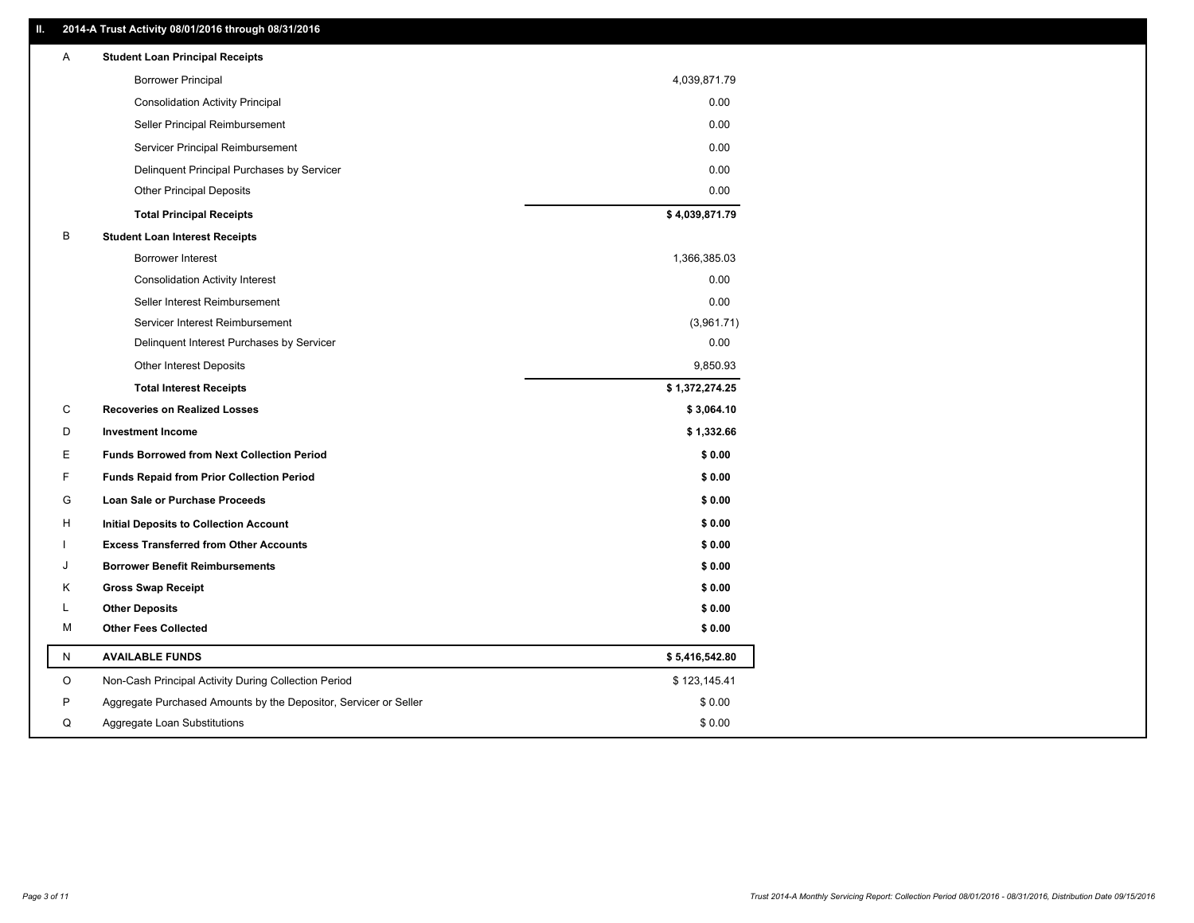## II. 2014-A Trust Activity 08/01/2016 through 08/31/2016

| | | |
|---|---|---|
| A | **Student Loan Principal Receipts** | |
| | Borrower Principal | 4,039,871.79 |
| | Consolidation Activity Principal | 0.00 |
| | Seller Principal Reimbursement | 0.00 |
| | Servicer Principal Reimbursement | 0.00 |
| | Delinquent Principal Purchases by Servicer | 0.00 |
| | Other Principal Deposits | 0.00 |
| | **Total Principal Receipts** | **$ 4,039,871.79** |
| B | **Student Loan Interest Receipts** | |
| | Borrower Interest | 1,366,385.03 |
| | Consolidation Activity Interest | 0.00 |
| | Seller Interest Reimbursement | 0.00 |
| | Servicer Interest Reimbursement | (3,961.71) |
| | Delinquent Interest Purchases by Servicer | 0.00 |
| | Other Interest Deposits | 9,850.93 |
| | **Total Interest Receipts** | **$ 1,372,274.25** |
| C | **Recoveries on Realized Losses** | **$ 3,064.10** |
| D | **Investment Income** | **$ 1,332.66** |
| E | **Funds Borrowed from Next Collection Period** | **$ 0.00** |
| F | **Funds Repaid from Prior Collection Period** | **$ 0.00** |
| G | **Loan Sale or Purchase Proceeds** | **$ 0.00** |
| H | **Initial Deposits to Collection Account** | **$ 0.00** |
| I | **Excess Transferred from Other Accounts** | **$ 0.00** |
| J | **Borrower Benefit Reimbursements** | **$ 0.00** |
| K | **Gross Swap Receipt** | **$ 0.00** |
| L | **Other Deposits** | **$ 0.00** |
| M | **Other Fees Collected** | **$ 0.00** |
| N | **AVAILABLE FUNDS** | **$ 5,416,542.80** |
| O | Non-Cash Principal Activity During Collection Period | $ 123,145.41 |
| P | Aggregate Purchased Amounts by the Depositor, Servicer or Seller | $ 0.00 |
| Q | Aggregate Loan Substitutions | $ 0.00 |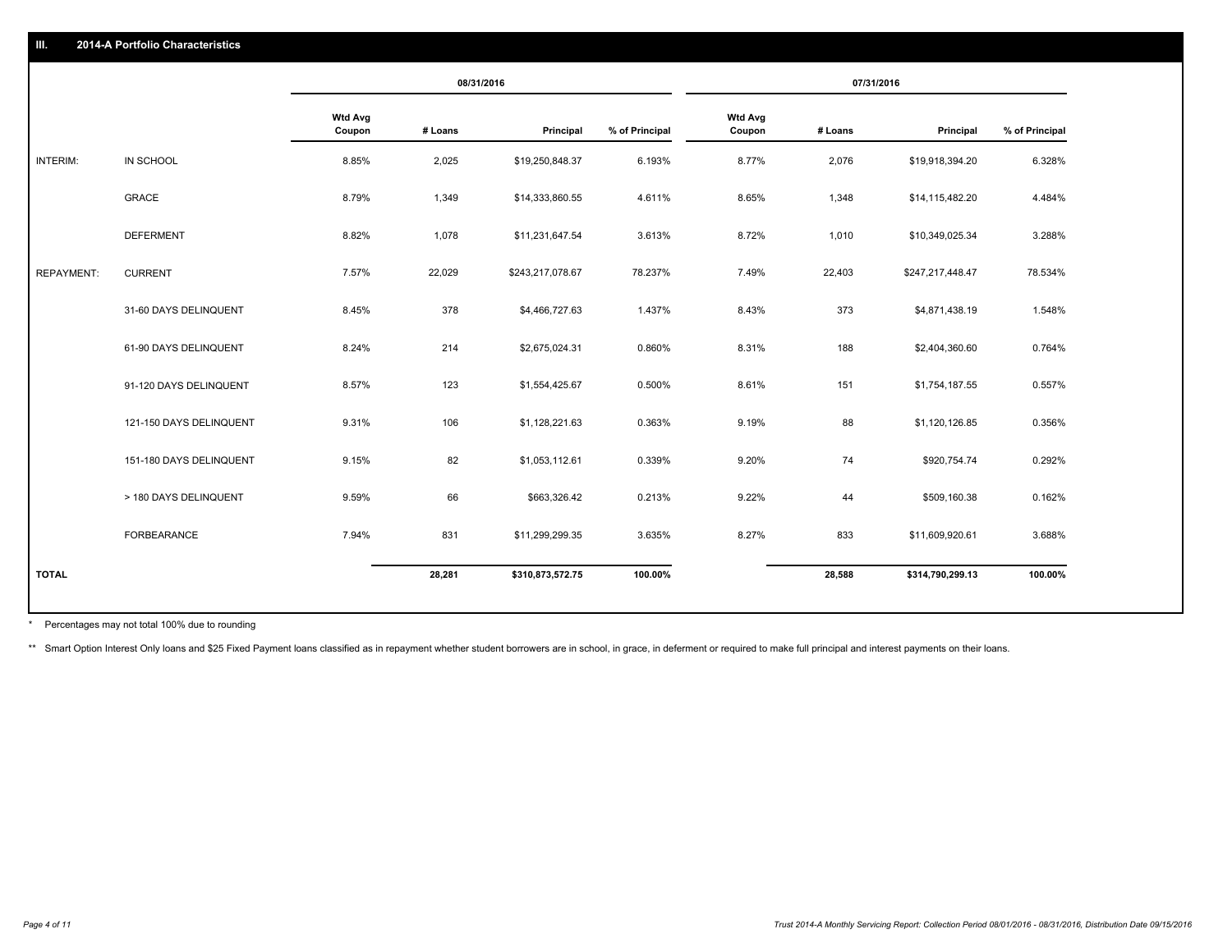## III. 2014-A Portfolio Characteristics

| | | 08/31/2016 | | | | 07/31/2016 | | | |
|---|---|---|---|---|---|---|---|---|---|
| | | Wtd Avg Coupon | # Loans | Principal | % of Principal | Wtd Avg Coupon | # Loans | Principal | % of Principal |
| INTERIM: | IN SCHOOL | 8.85% | 2,025 | $19,250,848.37 | 6.193% | 8.77% | 2,076 | $19,918,394.20 | 6.328% |
| | GRACE | 8.79% | 1,349 | $14,333,860.55 | 4.611% | 8.65% | 1,348 | $14,115,482.20 | 4.484% |
| | DEFERMENT | 8.82% | 1,078 | $11,231,647.54 | 3.613% | 8.72% | 1,010 | $10,349,025.34 | 3.288% |
| REPAYMENT: | CURRENT | 7.57% | 22,029 | $243,217,078.67 | 78.237% | 7.49% | 22,403 | $247,217,448.47 | 78.534% |
| | 31-60 DAYS DELINQUENT | 8.45% | 378 | $4,466,727.63 | 1.437% | 8.43% | 373 | $4,871,438.19 | 1.548% |
| | 61-90 DAYS DELINQUENT | 8.24% | 214 | $2,675,024.31 | 0.860% | 8.31% | 188 | $2,404,360.60 | 0.764% |
| | 91-120 DAYS DELINQUENT | 8.57% | 123 | $1,554,425.67 | 0.500% | 8.61% | 151 | $1,754,187.55 | 0.557% |
| | 121-150 DAYS DELINQUENT | 9.31% | 106 | $1,128,221.63 | 0.363% | 9.19% | 88 | $1,120,126.85 | 0.356% |
| | 151-180 DAYS DELINQUENT | 9.15% | 82 | $1,053,112.61 | 0.339% | 9.20% | 74 | $920,754.74 | 0.292% |
| | > 180 DAYS DELINQUENT | 9.59% | 66 | $663,326.42 | 0.213% | 9.22% | 44 | $509,160.38 | 0.162% |
| | FORBEARANCE | 7.94% | 831 | $11,299,299.35 | 3.635% | 8.27% | 833 | $11,609,920.61 | 3.688% |
| TOTAL | | | 28,281 | $310,873,572.75 | 100.00% | | 28,588 | $314,790,299.13 | 100.00% |

\* Percentages may not total 100% due to rounding

\*\* Smart Option Interest Only loans and $25 Fixed Payment loans classified as in repayment whether student borrowers are in school, in grace, in deferment or required to make full principal and interest payments on their loans.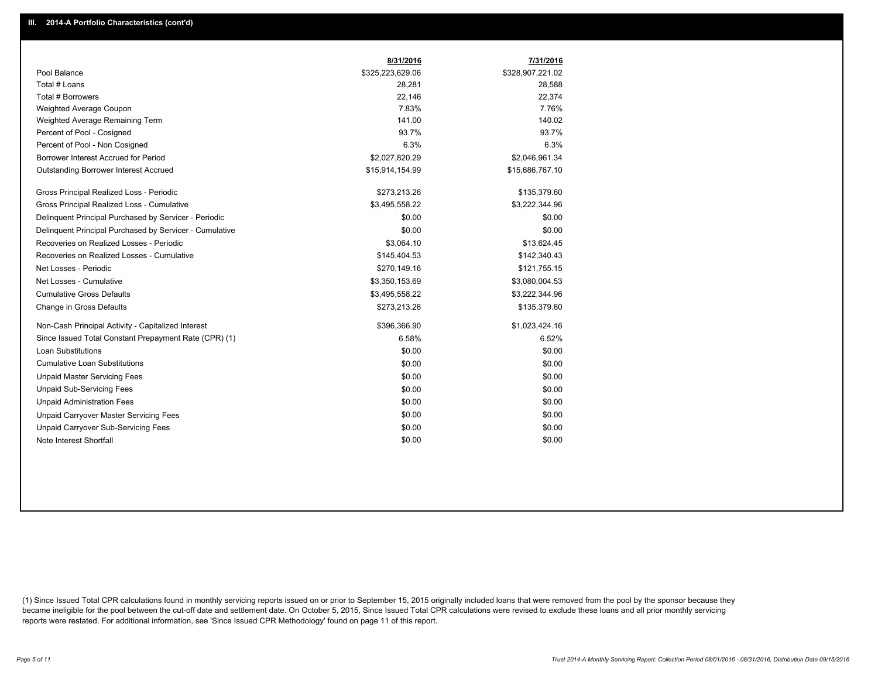## III. 2014-A Portfolio Characteristics (cont'd)

| | 8/31/2016 | 7/31/2016 |
|---|---|---|
| Pool Balance | $325,223,629.06 | $328,907,221.02 |
| Total # Loans | 28,281 | 28,588 |
| Total # Borrowers | 22,146 | 22,374 |
| Weighted Average Coupon | 7.83% | 7.76% |
| Weighted Average Remaining Term | 141.00 | 140.02 |
| Percent of Pool - Cosigned | 93.7% | 93.7% |
| Percent of Pool - Non Cosigned | 6.3% | 6.3% |
| Borrower Interest Accrued for Period | $2,027,820.29 | $2,046,961.34 |
| Outstanding Borrower Interest Accrued | $15,914,154.99 | $15,686,767.10 |
| Gross Principal Realized Loss - Periodic | $273,213.26 | $135,379.60 |
| Gross Principal Realized Loss - Cumulative | $3,495,558.22 | $3,222,344.96 |
| Delinquent Principal Purchased by Servicer - Periodic | $0.00 | $0.00 |
| Delinquent Principal Purchased by Servicer - Cumulative | $0.00 | $0.00 |
| Recoveries on Realized Losses - Periodic | $3,064.10 | $13,624.45 |
| Recoveries on Realized Losses - Cumulative | $145,404.53 | $142,340.43 |
| Net Losses - Periodic | $270,149.16 | $121,755.15 |
| Net Losses - Cumulative | $3,350,153.69 | $3,080,004.53 |
| Cumulative Gross Defaults | $3,495,558.22 | $3,222,344.96 |
| Change in Gross Defaults | $273,213.26 | $135,379.60 |
| Non-Cash Principal Activity - Capitalized Interest | $396,366.90 | $1,023,424.16 |
| Since Issued Total Constant Prepayment Rate (CPR) (1) | 6.58% | 6.52% |
| Loan Substitutions | $0.00 | $0.00 |
| Cumulative Loan Substitutions | $0.00 | $0.00 |
| Unpaid Master Servicing Fees | $0.00 | $0.00 |
| Unpaid Sub-Servicing Fees | $0.00 | $0.00 |
| Unpaid Administration Fees | $0.00 | $0.00 |
| Unpaid Carryover Master Servicing Fees | $0.00 | $0.00 |
| Unpaid Carryover Sub-Servicing Fees | $0.00 | $0.00 |
| Note Interest Shortfall | $0.00 | $0.00 |

(1) Since Issued Total CPR calculations found in monthly servicing reports issued on or prior to September 15, 2015 originally included loans that were removed from the pool by the sponsor because they became ineligible for the pool between the cut-off date and settlement date. On October 5, 2015, Since Issued Total CPR calculations were revised to exclude these loans and all prior monthly servicing reports were restated. For additional information, see 'Since Issued CPR Methodology' found on page 11 of this report.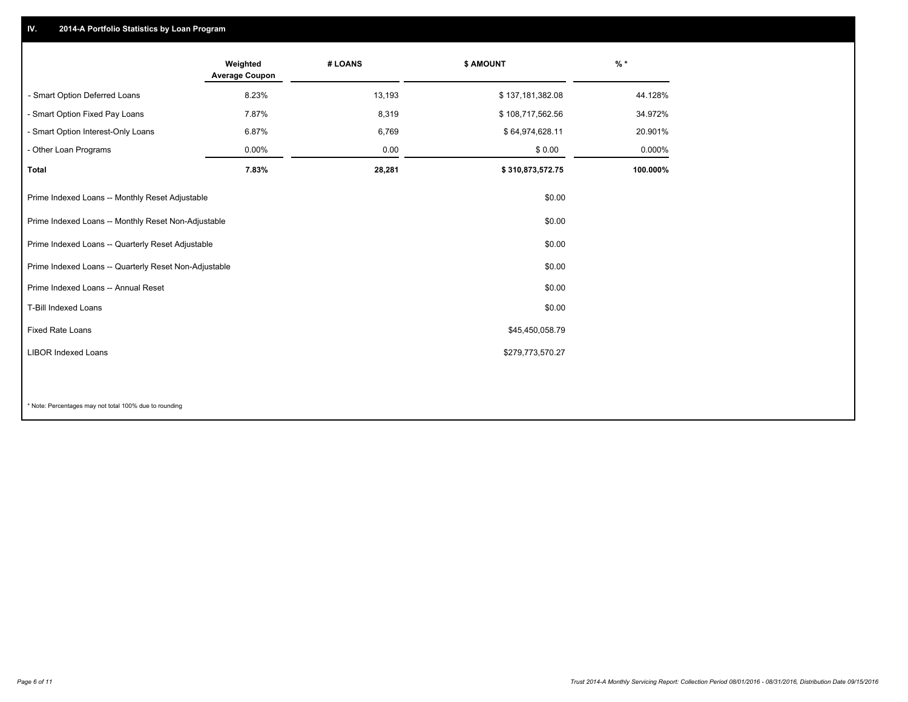## IV. 2014-A Portfolio Statistics by Loan Program

| | Weighted Average Coupon | # LOANS | $ AMOUNT | % * |
|---|---|---|---|---|
| - Smart Option Deferred Loans | 8.23% | 13,193 | $ 137,181,382.08 | 44.128% |
| - Smart Option Fixed Pay Loans | 7.87% | 8,319 | $ 108,717,562.56 | 34.972% |
| - Smart Option Interest-Only Loans | 6.87% | 6,769 | $ 64,974,628.11 | 20.901% |
| - Other Loan Programs | 0.00% | 0.00 | $ 0.00 | 0.000% |
| **Total** | **7.83%** | **28,281** | **$ 310,873,572.75** | **100.000%** |

| | |
|---|---|
| Prime Indexed Loans -- Monthly Reset Adjustable | $0.00 |
| Prime Indexed Loans -- Monthly Reset Non-Adjustable | $0.00 |
| Prime Indexed Loans -- Quarterly Reset Adjustable | $0.00 |
| Prime Indexed Loans -- Quarterly Reset Non-Adjustable | $0.00 |
| Prime Indexed Loans -- Annual Reset | $0.00 |
| T-Bill Indexed Loans | $0.00 |
| Fixed Rate Loans | $45,450,058.79 |
| LIBOR Indexed Loans | $279,773,570.27 |

* Note: Percentages may not total 100% due to rounding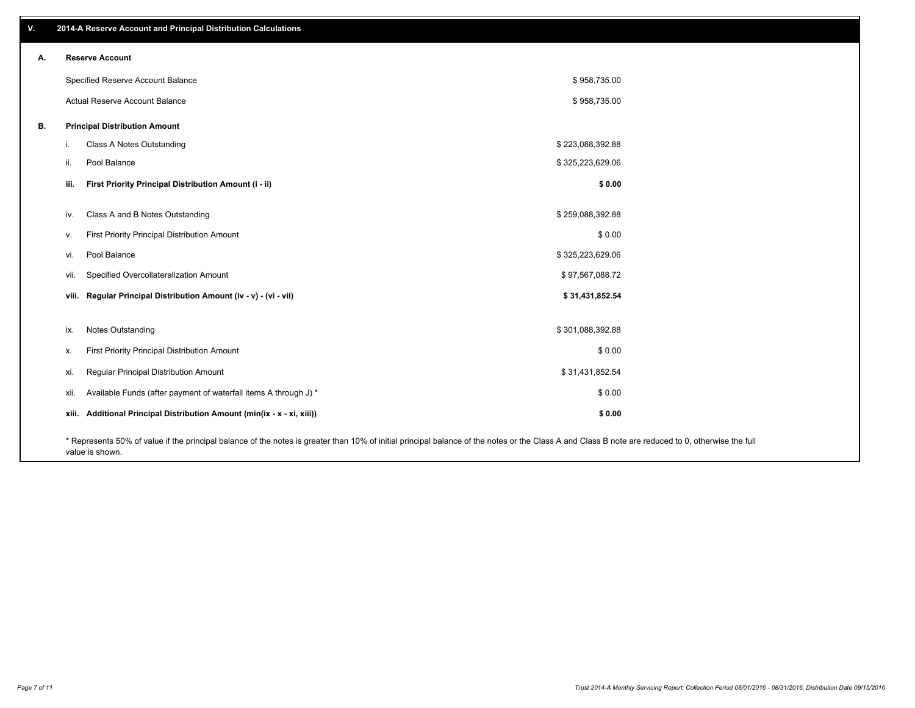## V. 2014-A Reserve Account and Principal Distribution Calculations

### A. Reserve Account

| | |
|---|---|
| Specified Reserve Account Balance | $ 958,735.00 |
| Actual Reserve Account Balance | $ 958,735.00 |

### B. Principal Distribution Amount

| | | |
|---|---|---|
| i. | Class A Notes Outstanding | $ 223,088,392.88 |
| ii. | Pool Balance | $ 325,223,629.06 |
| **iii.** | **First Priority Principal Distribution Amount (i - ii)** | **$ 0.00** |
| iv. | Class A and B Notes Outstanding | $ 259,088,392.88 |
| v. | First Priority Principal Distribution Amount | $ 0.00 |
| vi. | Pool Balance | $ 325,223,629.06 |
| vii. | Specified Overcollateralization Amount | $ 97,567,088.72 |
| **viii.** | **Regular Principal Distribution Amount (iv - v) - (vi - vii)** | **$ 31,431,852.54** |
| ix. | Notes Outstanding | $ 301,088,392.88 |
| x. | First Priority Principal Distribution Amount | $ 0.00 |
| xi. | Regular Principal Distribution Amount | $ 31,431,852.54 |
| xii. | Available Funds (after payment of waterfall items A through J) * | $ 0.00 |
| **xiii.** | **Additional Principal Distribution Amount (min(ix - x - xi, xiii))** | **$ 0.00** |

* Represents 50% of value if the principal balance of the notes is greater than 10% of initial principal balance of the notes or the Class A and Class B note are reduced to 0, otherwise the full value is shown.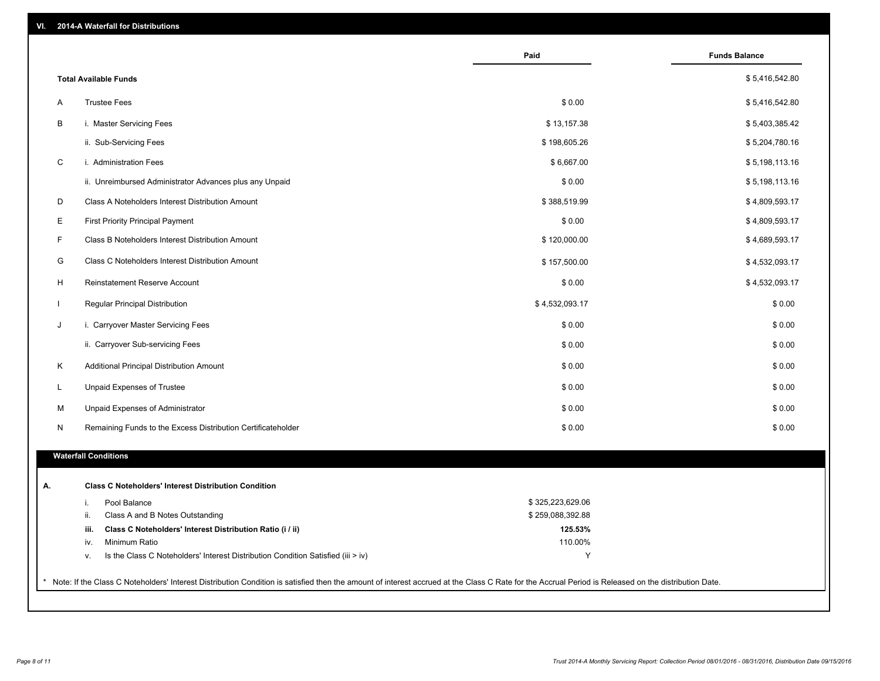## VI. 2014-A Waterfall for Distributions

| | | Paid | Funds Balance |
|---|---|---|---|
| | **Total Available Funds** | | $ 5,416,542.80 |
| A | Trustee Fees | $ 0.00 | $ 5,416,542.80 |
| B | i. Master Servicing Fees | $ 13,157.38 | $ 5,403,385.42 |
| | ii. Sub-Servicing Fees | $ 198,605.26 | $ 5,204,780.16 |
| C | i. Administration Fees | $ 6,667.00 | $ 5,198,113.16 |
| | ii. Unreimbursed Administrator Advances plus any Unpaid | $ 0.00 | $ 5,198,113.16 |
| D | Class A Noteholders Interest Distribution Amount | $ 388,519.99 | $ 4,809,593.17 |
| E | First Priority Principal Payment | $ 0.00 | $ 4,809,593.17 |
| F | Class B Noteholders Interest Distribution Amount | $ 120,000.00 | $ 4,689,593.17 |
| G | Class C Noteholders Interest Distribution Amount | $ 157,500.00 | $ 4,532,093.17 |
| H | Reinstatement Reserve Account | $ 0.00 | $ 4,532,093.17 |
| I | Regular Principal Distribution | $ 4,532,093.17 | $ 0.00 |
| J | i. Carryover Master Servicing Fees | $ 0.00 | $ 0.00 |
| | ii. Carryover Sub-servicing Fees | $ 0.00 | $ 0.00 |
| K | Additional Principal Distribution Amount | $ 0.00 | $ 0.00 |
| L | Unpaid Expenses of Trustee | $ 0.00 | $ 0.00 |
| M | Unpaid Expenses of Administrator | $ 0.00 | $ 0.00 |
| N | Remaining Funds to the Excess Distribution Certificateholder | $ 0.00 | $ 0.00 |

### Waterfall Conditions

**A. Class C Noteholders' Interest Distribution Condition**

| | | |
|---|---|---|
| i. | Pool Balance | $ 325,223,629.06 |
| ii. | Class A and B Notes Outstanding | $ 259,088,392.88 |
| **iii.** | **Class C Noteholders' Interest Distribution Ratio (i / ii)** | **125.53%** |
| iv. | Minimum Ratio | 110.00% |
| v. | Is the Class C Noteholders' Interest Distribution Condition Satisfied (iii > iv) | Y |

* Note: If the Class C Noteholders' Interest Distribution Condition is satisfied then the amount of interest accrued at the Class C Rate for the Accrual Period is Released on the distribution Date.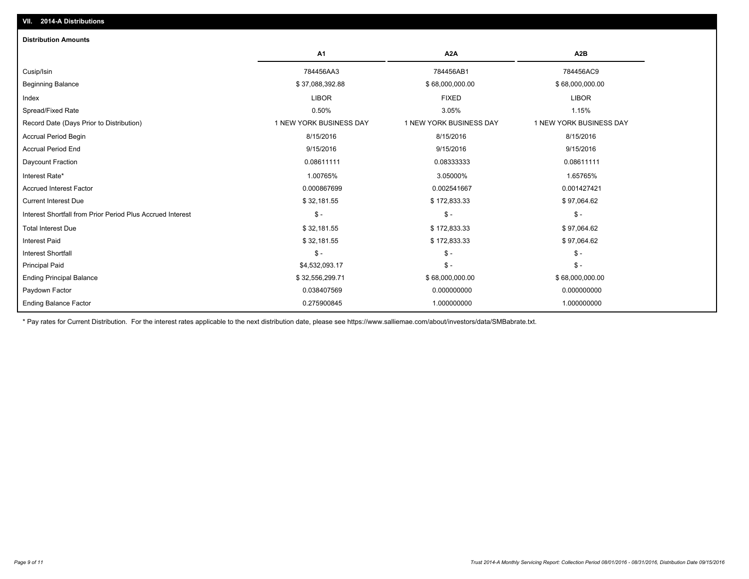## VII. 2014-A Distributions

### Distribution Amounts

| | A1 | A2A | A2B |
|---|---|---|---|
| Cusip/Isin | 784456AA3 | 784456AB1 | 784456AC9 |
| Beginning Balance | $ 37,088,392.88 | $ 68,000,000.00 | $ 68,000,000.00 |
| Index | LIBOR | FIXED | LIBOR |
| Spread/Fixed Rate | 0.50% | 3.05% | 1.15% |
| Record Date (Days Prior to Distribution) | 1 NEW YORK BUSINESS DAY | 1 NEW YORK BUSINESS DAY | 1 NEW YORK BUSINESS DAY |
| Accrual Period Begin | 8/15/2016 | 8/15/2016 | 8/15/2016 |
| Accrual Period End | 9/15/2016 | 9/15/2016 | 9/15/2016 |
| Daycount Fraction | 0.08611111 | 0.08333333 | 0.08611111 |
| Interest Rate* | 1.00765% | 3.05000% | 1.65765% |
| Accrued Interest Factor | 0.000867699 | 0.002541667 | 0.001427421 |
| Current Interest Due | $ 32,181.55 | $ 172,833.33 | $ 97,064.62 |
| Interest Shortfall from Prior Period Plus Accrued Interest | $ - | $ - | $ - |
| Total Interest Due | $ 32,181.55 | $ 172,833.33 | $ 97,064.62 |
| Interest Paid | $ 32,181.55 | $ 172,833.33 | $ 97,064.62 |
| Interest Shortfall | $ - | $ - | $ - |
| Principal Paid | $4,532,093.17 | $ - | $ - |
| Ending Principal Balance | $ 32,556,299.71 | $ 68,000,000.00 | $ 68,000,000.00 |
| Paydown Factor | 0.038407569 | 0.000000000 | 0.000000000 |
| Ending Balance Factor | 0.275900845 | 1.000000000 | 1.000000000 |

* Pay rates for Current Distribution. For the interest rates applicable to the next distribution date, please see https://www.salliemae.com/about/investors/data/SMBabrate.txt.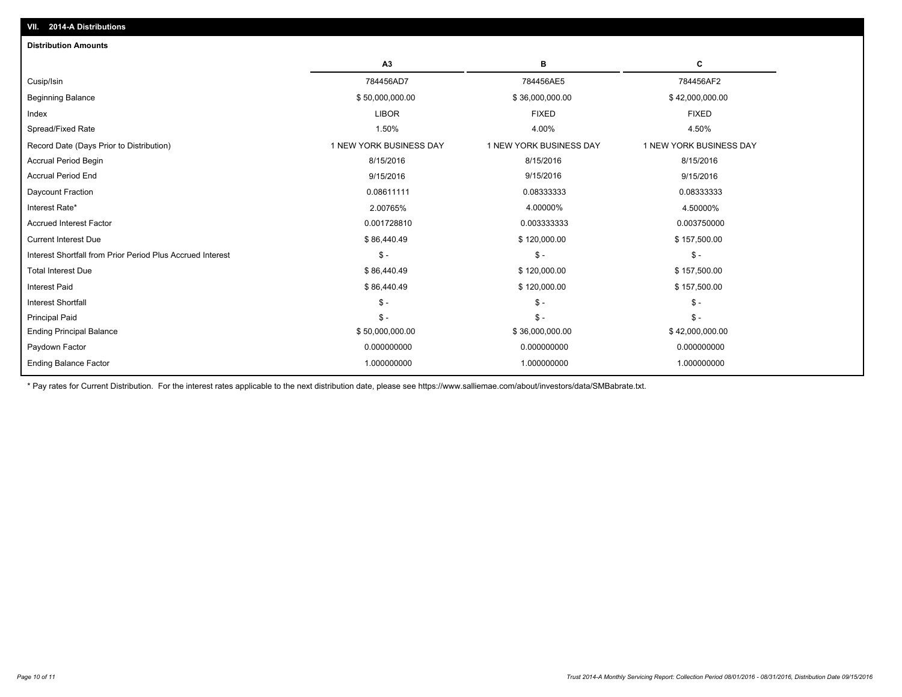## VII. 2014-A Distributions

### Distribution Amounts

| | A3 | B | C |
|---|---|---|---|
| Cusip/Isin | 784456AD7 | 784456AE5 | 784456AF2 |
| Beginning Balance | $ 50,000,000.00 | $ 36,000,000.00 | $ 42,000,000.00 |
| Index | LIBOR | FIXED | FIXED |
| Spread/Fixed Rate | 1.50% | 4.00% | 4.50% |
| Record Date (Days Prior to Distribution) | 1 NEW YORK BUSINESS DAY | 1 NEW YORK BUSINESS DAY | 1 NEW YORK BUSINESS DAY |
| Accrual Period Begin | 8/15/2016 | 8/15/2016 | 8/15/2016 |
| Accrual Period End | 9/15/2016 | 9/15/2016 | 9/15/2016 |
| Daycount Fraction | 0.08611111 | 0.08333333 | 0.08333333 |
| Interest Rate* | 2.00765% | 4.00000% | 4.50000% |
| Accrued Interest Factor | 0.001728810 | 0.003333333 | 0.003750000 |
| Current Interest Due | $ 86,440.49 | $ 120,000.00 | $ 157,500.00 |
| Interest Shortfall from Prior Period Plus Accrued Interest | $ - | $ - | $ - |
| Total Interest Due | $ 86,440.49 | $ 120,000.00 | $ 157,500.00 |
| Interest Paid | $ 86,440.49 | $ 120,000.00 | $ 157,500.00 |
| Interest Shortfall | $ - | $ - | $ - |
| Principal Paid | $ - | $ - | $ - |
| Ending Principal Balance | $ 50,000,000.00 | $ 36,000,000.00 | $ 42,000,000.00 |
| Paydown Factor | 0.000000000 | 0.000000000 | 0.000000000 |
| Ending Balance Factor | 1.000000000 | 1.000000000 | 1.000000000 |

* Pay rates for Current Distribution. For the interest rates applicable to the next distribution date, please see https://www.salliemae.com/about/investors/data/SMBabrate.txt.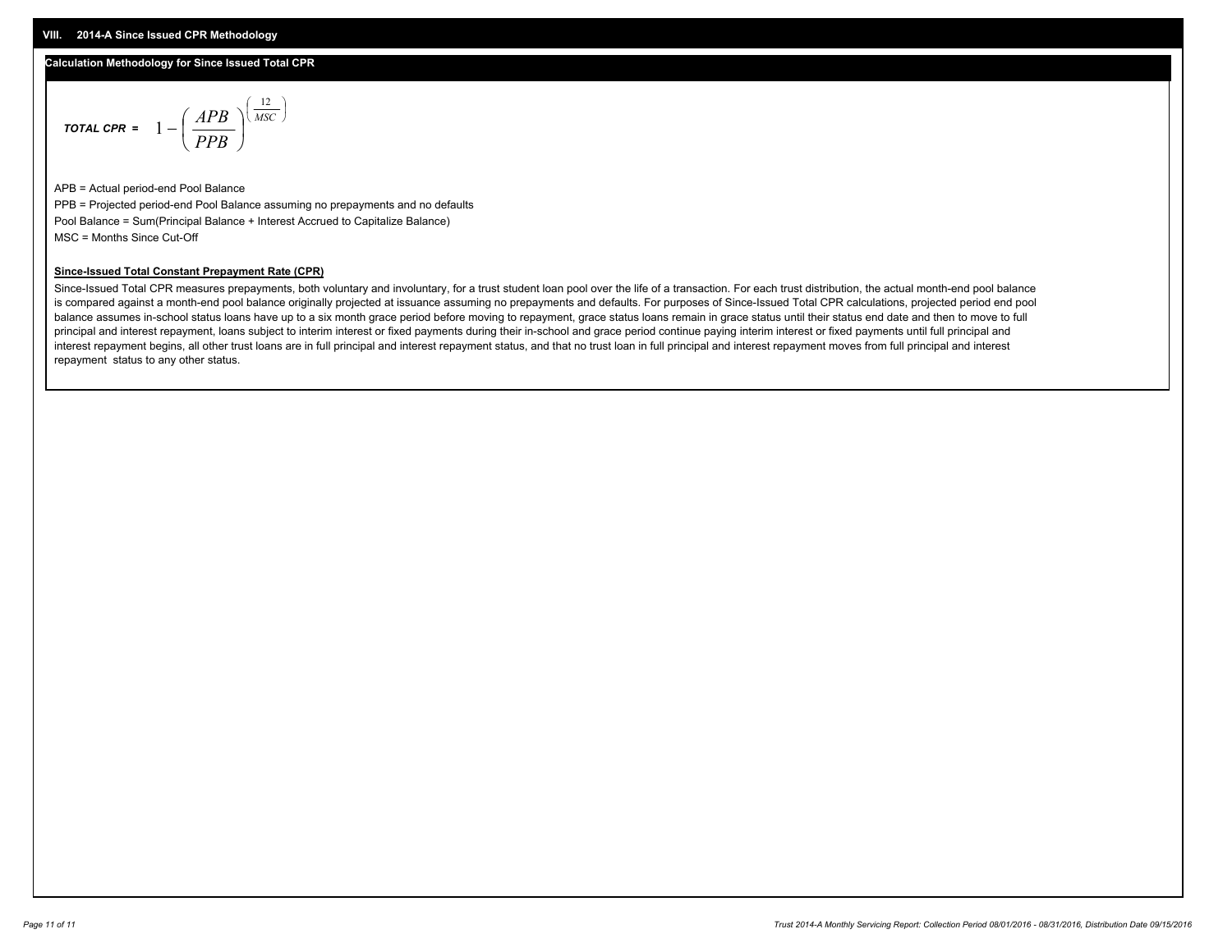## VIII. 2014-A Since Issued CPR Methodology

### Calculation Methodology for Since Issued Total CPR

$$\textbf{\textit{TOTAL CPR}} = \quad 1-\left(\frac{APB}{PPB}\right)^{\left(\frac{12}{MSC}\right)}$$

APB = Actual period-end Pool Balance

PPB = Projected period-end Pool Balance assuming no prepayments and no defaults

Pool Balance = Sum(Principal Balance + Interest Accrued to Capitalize Balance)

MSC = Months Since Cut-Off

**Since-Issued Total Constant Prepayment Rate (CPR)**

Since-Issued Total CPR measures prepayments, both voluntary and involuntary, for a trust student loan pool over the life of a transaction. For each trust distribution, the actual month-end pool balance is compared against a month-end pool balance originally projected at issuance assuming no prepayments and defaults. For purposes of Since-Issued Total CPR calculations, projected period end pool balance assumes in-school status loans have up to a six month grace period before moving to repayment, grace status loans remain in grace status until their status end date and then to move to full principal and interest repayment, loans subject to interim interest or fixed payments during their in-school and grace period continue paying interim interest or fixed payments until full principal and interest repayment begins, all other trust loans are in full principal and interest repayment status, and that no trust loan in full principal and interest repayment moves from full principal and interest repayment status to any other status.